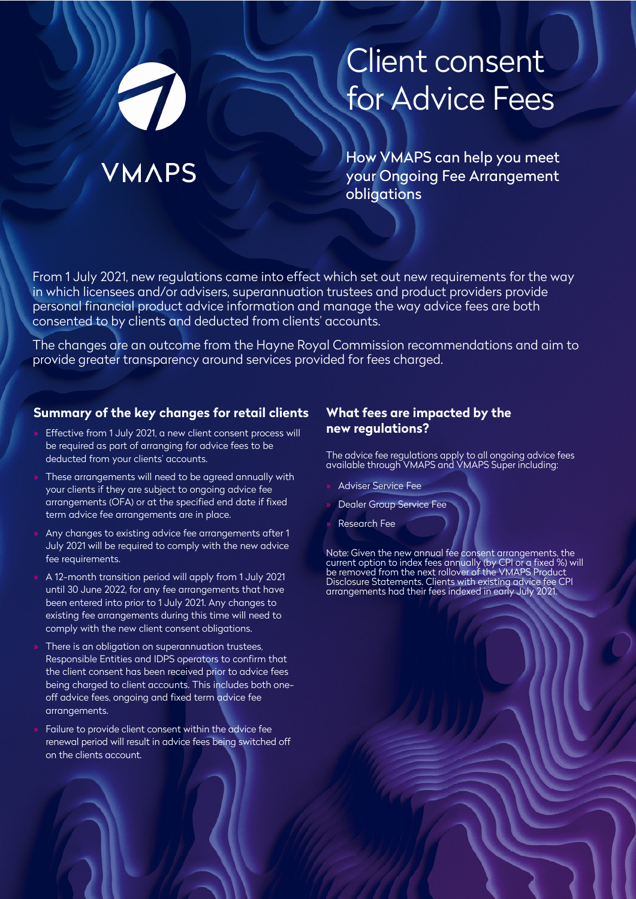VMAPS

# Client consent for Advice Fees

How VMAPS can help you meet your Ongoing Fee Arrangement obligations

From 1 July 2021, new regulations came into effect which set out new requirements for the way in which licensees and/or advisers, superannuation trustees and product providers provide personal financial product advice information and manage the way advice fees are both consented to by clients and deducted from clients' accounts.

The changes are an outcome from the Hayne Royal Commission recommendations and aim to provide greater transparency around services provided for fees charged.

## Summary of the key changes for retail clients

- Effective from 1 July 2021, a new client consent process will be required as part of arranging for advice fees to be deducted from your clients' accounts.
- These arrangements will need to be agreed annually with your clients if they are subject to ongoing advice fee arrangements (OFA) or at the specified end date if fixed term advice fee arrangements are in place.
- Any changes to existing advice fee arrangements after 1 July 2021 will be required to comply with the new advice fee requirements.
- A 12-month transition period will apply from 1 July 2021 until 30 June 2022, for any fee arrangements that have been entered into prior to 1 July 2021. Any changes to existing fee arrangements during this time will need to comply with the new client consent obligations.
- There is an obligation on superannuation trustees, Responsible Entities and IDPS operators to confirm that the client consent has been received prior to advice fees being charged to client accounts. This includes both one-off advice fees, ongoing and fixed term advice fee arrangements.
- Failure to provide client consent within the advice fee renewal period will result in advice fees being switched off on the clients account.

## What fees are impacted by the new regulations?

The advice fee regulations apply to all ongoing advice fees available through VMAPS and VMAPS Super including:

- Adviser Service Fee
- Dealer Group Service Fee
- Research Fee

Note: Given the new annual fee consent arrangements, the current option to index fees annually (by CPI or a fixed %) will be removed from the next rollover of the VMAPS Product Disclosure Statements. Clients with existing advice fee CPI arrangements had their fees indexed in early July 2021.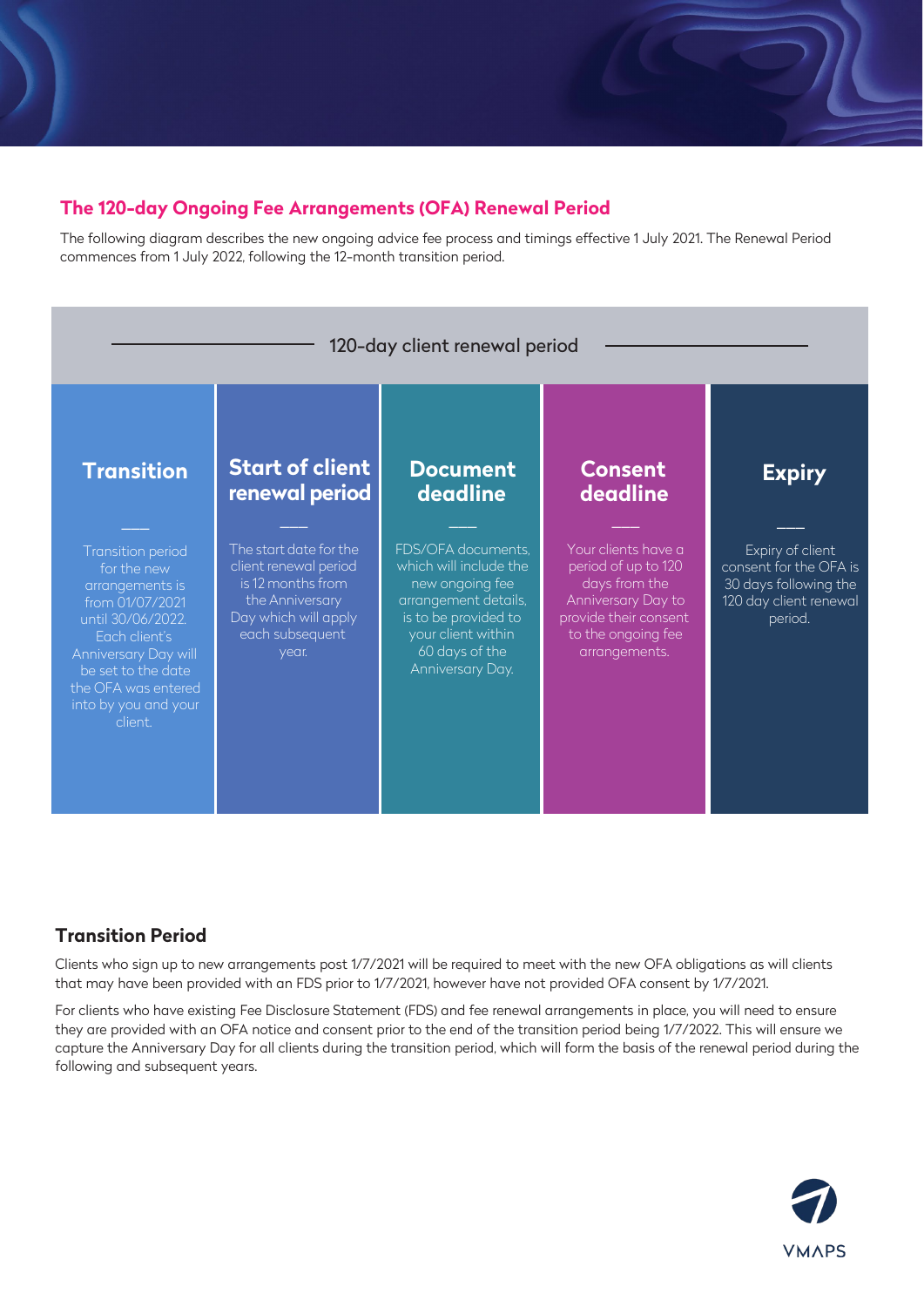## The 120-day Ongoing Fee Arrangements (OFA) Renewal Period

The following diagram describes the new ongoing advice fee process and timings effective 1 July 2021. The Renewal Period commences from 1 July 2022, following the 12-month transition period.

**120-day client renewal period**

| Transition | Start of client renewal period | Document deadline | Consent deadline | Expiry |
|---|---|---|---|---|
| Transition period for the new arrangements is from 01/07/2021 until 30/06/2022. Each client's Anniversary Day will be set to the date the OFA was entered into by you and your client. | The start date for the client renewal period is 12 months from the Anniversary Day which will apply each subsequent year. | FDS/OFA documents, which will include the new ongoing fee arrangement details, is to be provided to your client within 60 days of the Anniversary Day. | Your clients have a period of up to 120 days from the Anniversary Day to provide their consent to the ongoing fee arrangements. | Expiry of client consent for the OFA is 30 days following the 120 day client renewal period. |

### Transition Period

Clients who sign up to new arrangements post 1/7/2021 will be required to meet with the new OFA obligations as will clients that may have been provided with an FDS prior to 1/7/2021, however have not provided OFA consent by 1/7/2021.

For clients who have existing Fee Disclosure Statement (FDS) and fee renewal arrangements in place, you will need to ensure they are provided with an OFA notice and consent prior to the end of the transition period being 1/7/2022. This will ensure we capture the Anniversary Day for all clients during the transition period, which will form the basis of the renewal period during the following and subsequent years.

VMAPS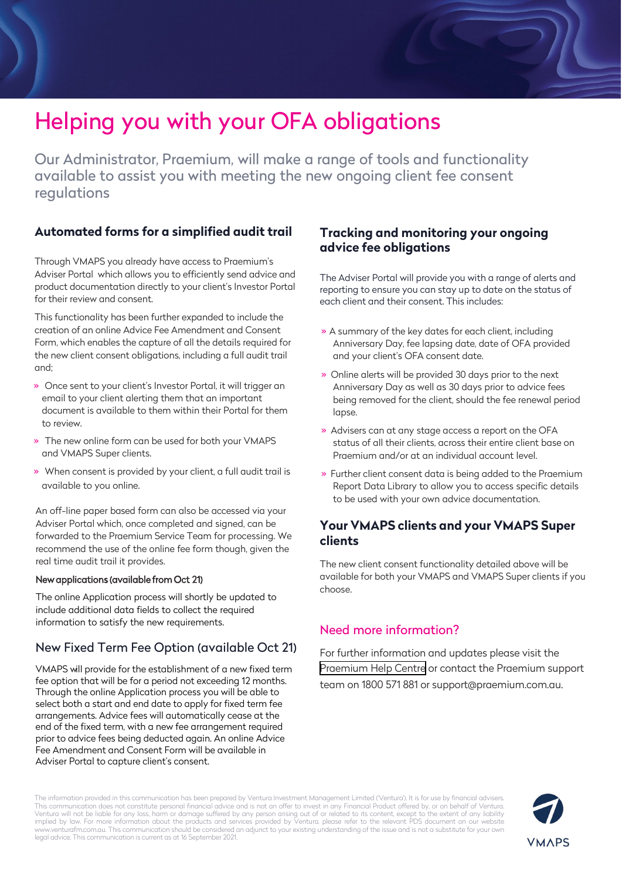# Helping you with your OFA obligations

Our Administrator, Praemium, will make a range of tools and functionality available to assist you with meeting the new ongoing client fee consent regulations

## Automated forms for a simplified audit trail

Through VMAPS you already have access to Praemium's Adviser Portal which allows you to efficiently send advice and product documentation directly to your client's Investor Portal for their review and consent.

This functionality has been further expanded to include the creation of an online Advice Fee Amendment and Consent Form, which enables the capture of all the details required for the new client consent obligations, including a full audit trail and;

- » Once sent to your client's Investor Portal, it will trigger an email to your client alerting them that an important document is available to them within their Portal for them to review.
- » The new online form can be used for both your VMAPS and VMAPS Super clients.
- » When consent is provided by your client, a full audit trail is available to you online.

An off-line paper based form can also be accessed via your Adviser Portal which, once completed and signed, can be forwarded to the Praemium Service Team for processing. We recommend the use of the online fee form though, given the real time audit trail it provides.

#### New applications (available from Oct 21)

The online Application process will shortly be updated to include additional data fields to collect the required information to satisfy the new requirements.

## New Fixed Term Fee Option (available Oct 21)

VMAPS will provide for the establishment of a new fixed term fee option that will be for a period not exceeding 12 months. Through the online Application process you will be able to select both a start and end date to apply for fixed term fee arrangements. Advice fees will automatically cease at the end of the fixed term, with a new fee arrangement required prior to advice fees being deducted again. An online Advice Fee Amendment and Consent Form will be available in Adviser Portal to capture client's consent.

## Tracking and monitoring your ongoing advice fee obligations

The Adviser Portal will provide you with a range of alerts and reporting to ensure you can stay up to date on the status of each client and their consent. This includes:

- » A summary of the key dates for each client, including Anniversary Day, fee lapsing date, date of OFA provided and your client's OFA consent date.
- » Online alerts will be provided 30 days prior to the next Anniversary Day as well as 30 days prior to advice fees being removed for the client, should the fee renewal period lapse.
- » Advisers can at any stage access a report on the OFA status of all their clients, across their entire client base on Praemium and/or at an individual account level.
- » Further client consent data is being added to the Praemium Report Data Library to allow you to access specific details to be used with your own advice documentation.

## Your VMAPS clients and your VMAPS Super clients

The new client consent functionality detailed above will be available for both your VMAPS and VMAPS Super clients if you choose.

## Need more information?

For further information and updates please visit the Praemium Help Centre or contact the Praemium support team on 1800 571 881 or support@praemium.com.au.

The information provided in this communication has been prepared by Ventura Investment Management Limited ('Ventura'). It is for use by financial advisers. This communication does not constitute personal financial advice and is not an offer to invest in any Financial Product offered by, or on behalf of Ventura. Ventura will not be liable for any loss, harm or damage suffered by any person arising out of or related to its content, except to the extent of any liability implied by law. For more information about the products and services provided by Ventura, please refer to the relevant PDS document on our website www.venturafm.com.au. This communication should be considered an adjunct to your existing understanding of the issue and is not a substitute for your own legal advice. This communication is current as at 16 September 2021.

VMAPS